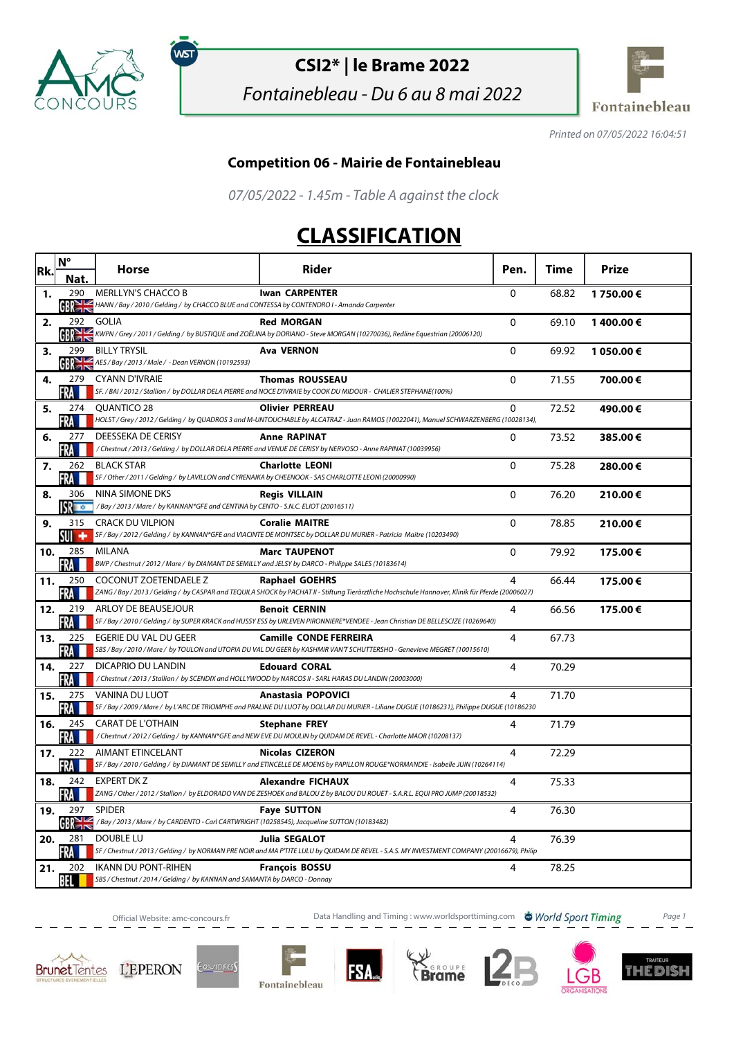# CSI2* | le Brame 2022

*Fontainebleau - Du 6 au 8 mai 2022*

*Printed on 07/05/2022 16:04:51*

## Competition 06 - Mairie de Fontainebleau

*07/05/2022 - 1.45m - Table A against the clock*

# CLASSIFICATION

| Rk. | N° Nat. | Horse | Rider | Pen. | Time | Prize |
|---|---|---|---|---|---|---|
| 1. | 290 GBR | MERLLYN'S CHACCO B<br>HANN / Bay / 2010 / Gelding / by CHACCO BLUE and CONTESSA by CONTENDRO I - Amanda Carpenter | **Iwan CARPENTER** | 0 | 68.82 | **1 750.00 €** |
| 2. | 292 GBR | GOLIA<br>KWPN / Grey / 2011 / Gelding / by BUSTIQUE and ZOÉLINA by DORIANO - Steve MORGAN (10270036), Redline Equestrian (20006120) | **Red MORGAN** | 0 | 69.10 | **1 400.00 €** |
| 3. | 299 GBR | BILLY TRYSIL<br>AES / Bay / 2013 / Male / - Dean VERNON (10192593) | **Ava VERNON** | 0 | 69.92 | **1 050.00 €** |
| 4. | 279 FRA | CYANN D'IVRAIE<br>SF. / BAI / 2012 / Stallion / by DOLLAR DELA PIERRE and NOCE D'IVRAIE by COOK DU MIDOUR - CHALIER STEPHANE(100%) | **Thomas ROUSSEAU** | 0 | 71.55 | **700.00 €** |
| 5. | 274 FRA | QUANTICO 28<br>HOLST / Grey / 2012 / Gelding / by QUADROS 3 and M-UNTOUCHABLE by ALCATRAZ - Juan RAMOS (10022041), Manuel SCHWARZENBERG (10028134), | **Olivier PERREAU** | 0 | 72.52 | **490.00 €** |
| 6. | 277 FRA | DEESSEKA DE CERISY<br>/ Chestnut / 2013 / Gelding / by DOLLAR DELA PIERRE and VENUE DE CERISY by NERVOSO - Anne RAPINAT (10039956) | **Anne RAPINAT** | 0 | 73.52 | **385.00 €** |
| 7. | 262 FRA | BLACK STAR<br>SF / Other / 2011 / Gelding / by LAVILLON and CYRENAIKA by CHEENOOK - SAS CHARLOTTE LEONI (20000990) | **Charlotte LEONI** | 0 | 75.28 | **280.00 €** |
| 8. | 306 ISR | NINA SIMONE DKS<br>/ Bay / 2013 / Mare / by KANNAN*GFE and CENTINA by CENTO - S.N.C. ELIOT (20016511) | **Regis VILLAIN** | 0 | 76.20 | **210.00 €** |
| 9. | 315 SUI | CRACK DU VILPION<br>SF / Bay / 2012 / Gelding / by KANNAN*GFE and VIACINTE DE MONTSEC by DOLLAR DU MURIER - Patricia Maitre (10203490) | **Coralie MAITRE** | 0 | 78.85 | **210.00 €** |
| 10. | 285 FRA | MILANA<br>BWP / Chestnut / 2012 / Mare / by DIAMANT DE SEMILLY and JELSY by DARCO - Philippe SALES (10183614) | **Marc TAUPENOT** | 0 | 79.92 | **175.00 €** |
| 11. | 250 FRA | COCONUT ZOETENDAELE Z<br>ZANG / Bay / 2013 / Gelding / by CASPAR and TEQUILA SHOCK by PACHAT II - Stiftung Tierärztliche Hochschule Hannover, Klinik für Pferde (20006027) | **Raphael GOEHRS** | 4 | 66.44 | **175.00 €** |
| 12. | 219 FRA | ARLOY DE BEAUSEJOUR<br>SF / Bay / 2010 / Gelding / by SUPER KRACK and HUSSY ESS by URLEVEN PIRONNIERE*VENDEE - Jean Christian DE BELLESCIZE (10269640) | **Benoit CERNIN** | 4 | 66.56 | **175.00 €** |
| 13. | 225 FRA | EGERIE DU VAL DU GEER<br>SBS / Bay / 2010 / Mare / by TOULON and UTOPIA DU VAL DU GEER by KASHMIR VAN'T SCHUTTERSHO - Genevieve MEGRET (10015610) | **Camille CONDE FERREIRA** | 4 | 67.73 | |
| 14. | 227 FRA | DICAPRIO DU LANDIN<br>/ Chestnut / 2013 / Stallion / by SCENDIX and HOLLYWOOD by NARCOS II - SARL HARAS DU LANDIN (20003000) | **Edouard CORAL** | 4 | 70.29 | |
| 15. | 275 FRA | VANINA DU LUOT<br>SF / Bay / 2009 / Mare / by L'ARC DE TRIOMPHE and PRALINE DU LUOT by DOLLAR DU MURIER - Liliane DUGUE (10186231), Philippe DUGUE (10186230 | **Anastasia POPOVICI** | 4 | 71.70 | |
| 16. | 245 FRA | CARAT DE L'OTHAIN<br>/ Chestnut / 2012 / Gelding / by KANNAN*GFE and NEW EVE DU MOULIN by QUIDAM DE REVEL - Charlotte MAOR (10208137) | **Stephane FREY** | 4 | 71.79 | |
| 17. | 222 FRA | AIMANT ETINCELANT<br>SF / Bay / 2010 / Gelding / by DIAMANT DE SEMILLY and ETINCELLE DE MOENS by PAPILLON ROUGE*NORMANDIE - Isabelle JUIN (10264114) | **Nicolas CIZERON** | 4 | 72.29 | |
| 18. | 242 FRA | EXPERT DK Z<br>ZANG / Other / 2012 / Stallion / by ELDORADO VAN DE ZESHOEK and BALOU Z by BALOU DU ROUET - S.A.R.L. EQUI PRO JUMP (20018532) | **Alexandre FICHAUX** | 4 | 75.33 | |
| 19. | 297 GBR | SPIDER<br>/ Bay / 2013 / Mare / by CARDENTO - Carl CARTWRIGHT (10258545), Jacqueline SUTTON (10183482) | **Faye SUTTON** | 4 | 76.30 | |
| 20. | 281 FRA | DOUBLE LU<br>SF / Chestnut / 2013 / Gelding / by NORMAN PRE NOIR and MA P'TITE LULU by QUIDAM DE REVEL - S.A.S. MY INVESTMENT COMPANY (20016679), Philip | **Julia SEGALOT** | 4 | 76.39 | |
| 21. | 202 BEL | IKANN DU PONT-RIHEN<br>SBS / Chestnut / 2014 / Gelding / by KANNAN and SAMANTA by DARCO - Donnay | **François BOSSU** | 4 | 78.25 | |

Official Website: amc-concours.fr — Data Handling and Timing : www.worldsporttiming.com — World Sport Timing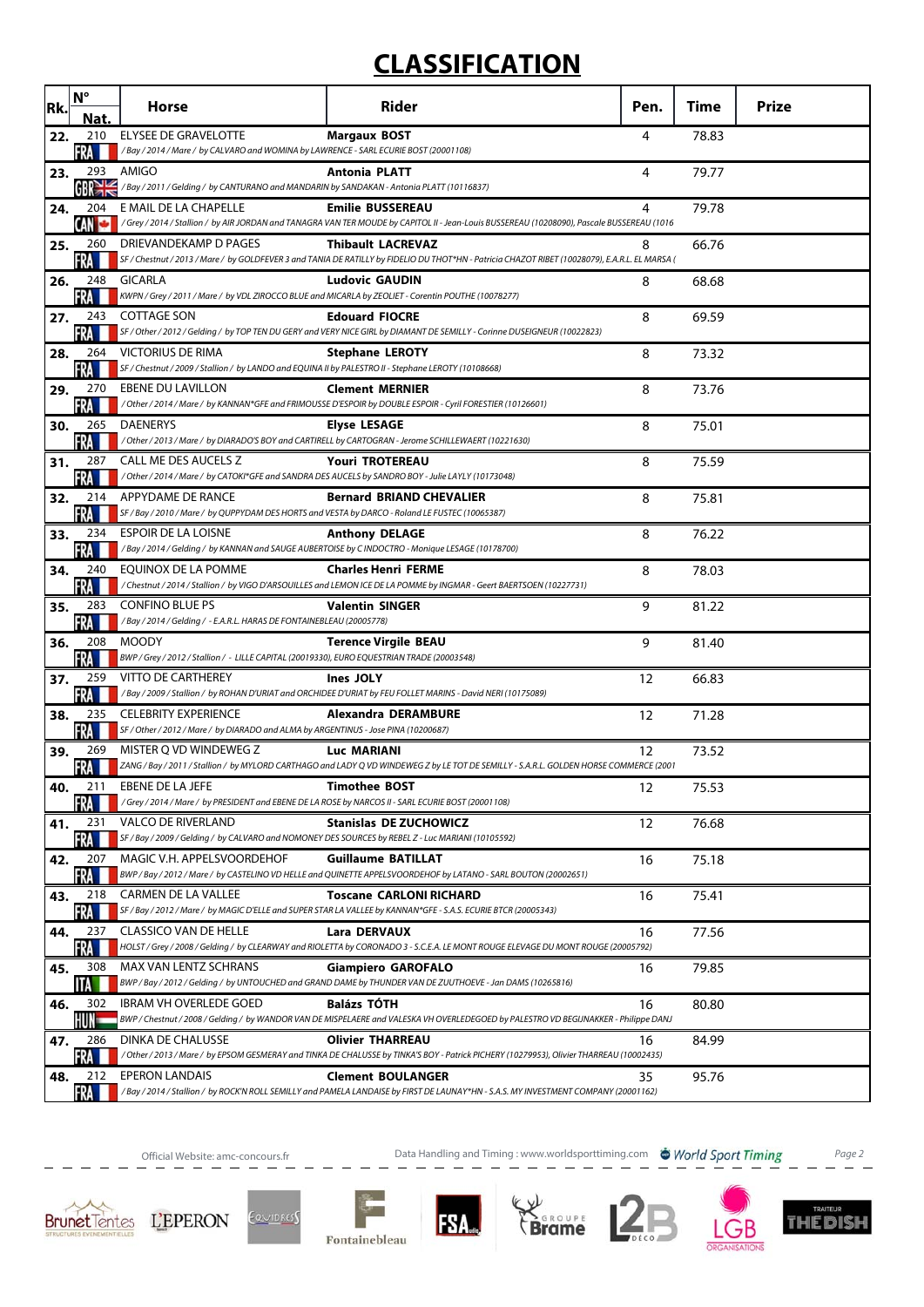# CLASSIFICATION

| Rk. | N° Nat. | Horse | Rider | Pen. | Time | Prize |
|---|---|---|---|---|---|---|
| 22. | 210 FRA | ELYSEE DE GRAVELOTTE<br>*/ Bay / 2014 / Mare / by CALVARO and WOMINA by LAWRENCE - SARL ECURIE BOST (20001108)* | **Margaux BOST** | 4 | 78.83 | |
| 23. | 293 GBR | AMIGO<br>*/ Bay / 2011 / Gelding / by CANTURANO and MANDARIN by SANDAKAN - Antonia PLATT (10116837)* | **Antonia PLATT** | 4 | 79.77 | |
| 24. | 204 CAN | E MAIL DE LA CHAPELLE<br>*/ Grey / 2014 / Stallion / by AIR JORDAN and TANAGRA VAN TER MOUDE by CAPITOL II - Jean-Louis BUSSEREAU (10208090), Pascale BUSSEREAU (1016* | **Emilie BUSSEREAU** | 4 | 79.78 | |
| 25. | 260 FRA | DRIEVANDEKAMP D PAGES<br>*SF / Chestnut / 2013 / Mare / by GOLDFEVER 3 and TANIA DE RATILLY by FIDELIO DU THOT\*HN - Patricia CHAZOT RIBET (10028079), E.A.R.L. EL MARSA (* | **Thibault LACREVAZ** | 8 | 66.76 | |
| 26. | 248 FRA | GICARLA<br>*KWPN / Grey / 2011 / Mare / by VDL ZIROCCO BLUE and MICARLA by ZEOLIET - Corentin POUTHE (10078277)* | **Ludovic GAUDIN** | 8 | 68.68 | |
| 27. | 243 FRA | COTTAGE SON<br>*SF / Other / 2012 / Gelding / by TOP TEN DU GERY and VERY NICE GIRL by DIAMANT DE SEMILLY - Corinne DUSEIGNEUR (10022823)* | **Edouard FIOCRE** | 8 | 69.59 | |
| 28. | 264 FRA | VICTORIUS DE RIMA<br>*SF / Chestnut / 2009 / Stallion / by LANDO and EQUINA II by PALESTRO II - Stephane LEROTY (10108668)* | **Stephane LEROTY** | 8 | 73.32 | |
| 29. | 270 FRA | EBENE DU LAVILLON<br>*/ Other / 2014 / Mare / by KANNAN\*GFE and FRIMOUSSE D'ESPOIR by DOUBLE ESPOIR - Cyril FORESTIER (10126601)* | **Clement MERNIER** | 8 | 73.76 | |
| 30. | 265 FRA | DAENERYS<br>*/ Other / 2013 / Mare / by DIARADO'S BOY and CARTIRELL by CARTOGRAN - Jerome SCHILLEWAERT (10221630)* | **Elyse LESAGE** | 8 | 75.01 | |
| 31. | 287 FRA | CALL ME DES AUCELS Z<br>*/ Other / 2014 / Mare / by CATOKI\*GFE and SANDRA DES AUCELS by SANDRO BOY - Julie LAYLY (10173048)* | **Youri TROTEREAU** | 8 | 75.59 | |
| 32. | 214 FRA | APPYDAME DE RANCE<br>*SF / Bay / 2010 / Mare / by QUPPYDAM DES HORTS and VESTA by DARCO - Roland LE FUSTEC (10065387)* | **Bernard BRIAND CHEVALIER** | 8 | 75.81 | |
| 33. | 234 FRA | ESPOIR DE LA LOISNE<br>*/ Bay / 2014 / Gelding / by KANNAN and SAUGE AUBERTOISE by C INDOCTRO - Monique LESAGE (10178700)* | **Anthony DELAGE** | 8 | 76.22 | |
| 34. | 240 FRA | EQUINOX DE LA POMME<br>*/ Chestnut / 2014 / Stallion / by VIGO D'ARSOUILLES and LEMON ICE DE LA POMME by INGMAR - Geert BAERTSOEN (10227731)* | **Charles Henri FERME** | 8 | 78.03 | |
| 35. | 283 FRA | CONFINO BLUE PS<br>*/ Bay / 2014 / Gelding / - E.A.R.L. HARAS DE FONTAINEBLEAU (20005778)* | **Valentin SINGER** | 9 | 81.22 | |
| 36. | 208 FRA | MOODY<br>*BWP / Grey / 2012 / Stallion / - LILLE CAPITAL (20019330), EURO EQUESTRIAN TRADE (20003548)* | **Terence Virgile BEAU** | 9 | 81.40 | |
| 37. | 259 FRA | VITTO DE CARTHEREY<br>*/ Bay / 2009 / Stallion / by ROHAN D'URIAT and ORCHIDEE D'URIAT by FEU FOLLET MARINS - David NERI (10175089)* | **Ines JOLY** | 12 | 66.83 | |
| 38. | 235 FRA | CELEBRITY EXPERIENCE<br>*SF / Other / 2012 / Mare / by DIARADO and ALMA by ARGENTINUS - Jose PINA (10200687)* | **Alexandra DERAMBURE** | 12 | 71.28 | |
| 39. | 269 FRA | MISTER Q VD WINDEWEG Z<br>*ZANG / Bay / 2011 / Stallion / by MYLORD CARTHAGO and LADY Q VD WINDEWEG Z by LE TOT DE SEMILLY - S.A.R.L. GOLDEN HORSE COMMERCE (2001* | **Luc MARIANI** | 12 | 73.52 | |
| 40. | 211 FRA | EBENE DE LA JEFE<br>*/ Grey / 2014 / Mare / by PRESIDENT and EBENE DE LA ROSE by NARCOS II - SARL ECURIE BOST (20001108)* | **Timothee BOST** | 12 | 75.53 | |
| 41. | 231 FRA | VALCO DE RIVERLAND<br>*SF / Bay / 2009 / Gelding / by CALVARO and NOMONEY DES SOURCES by REBEL Z - Luc MARIANI (10105592)* | **Stanislas DE ZUCHOWICZ** | 12 | 76.68 | |
| 42. | 207 FRA | MAGIC V.H. APPELSVOORDEHOF<br>*BWP / Bay / 2012 / Mare / by CASTELINO VD HELLE and QUINETTE APPELSVOORDEHOF by LATANO - SARL BOUTON (20002651)* | **Guillaume BATILLAT** | 16 | 75.18 | |
| 43. | 218 FRA | CARMEN DE LA VALLEE<br>*SF / Bay / 2012 / Mare / by MAGIC D'ELLE and SUPER STAR LA VALLEE by KANNAN\*GFE - S.A.S. ECURIE BTCR (20005343)* | **Toscane CARLONI RICHARD** | 16 | 75.41 | |
| 44. | 237 FRA | CLASSICO VAN DE HELLE<br>*HOLST / Grey / 2008 / Gelding / by CLEARWAY and RIOLETTA by CORONADO 3 - S.C.E.A. LE MONT ROUGE ELEVAGE DU MONT ROUGE (20005792)* | **Lara DERVAUX** | 16 | 77.56 | |
| 45. | 308 ITA | MAX VAN LENTZ SCHRANS<br>*BWP / Bay / 2012 / Gelding / by UNTOUCHED and GRAND DAME by THUNDER VAN DE ZUUTHOEVE - Jan DAMS (10265816)* | **Giampiero GAROFALO** | 16 | 79.85 | |
| 46. | 302 HUN | IBRAM VH OVERLEDE GOED<br>*BWP / Chestnut / 2008 / Gelding / by WANDOR VAN DE MISPELAERE and VALESKA VH OVERLEDEGOED by PALESTRO VD BEGIJNAKKER - Philippe DANJ* | **Balázs TÓTH** | 16 | 80.80 | |
| 47. | 286 FRA | DINKA DE CHALUSSE<br>*/ Other / 2013 / Mare / by EPSOM GESMERAY and TINKA DE CHALUSSE by TINKA'S BOY - Patrick PICHERY (10279953), Olivier THARREAU (10002435)* | **Olivier THARREAU** | 16 | 84.99 | |
| 48. | 212 FRA | EPERON LANDAIS<br>*/ Bay / 2014 / Stallion / by ROCK'N ROLL SEMILLY and PAPE LANDAISE by FIRST DE LAUNAY\*HN - S.A.S. MY INVESTMENT COMPANY (20001162)* | **Clement BOULANGER** | 35 | 95.76 | |

Official Website: amc-concours.fr — Data Handling and Timing : www.worldsporttiming.com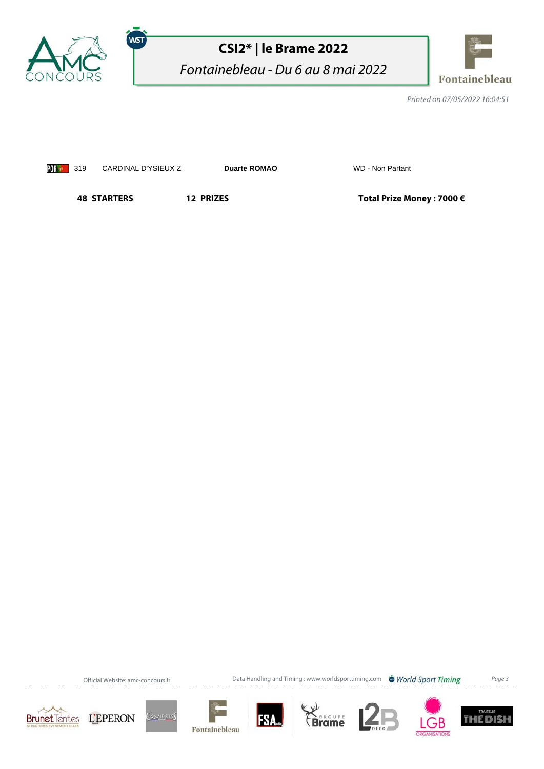| | | | | |
|---|---|---|---|---|
| POR | 319 | CARDINAL D'YSIEUX Z | **Duarte ROMAO** | WD - Non Partant |

**48 STARTERS** **12 PRIZES** **Total Prize Money : 7000 €**